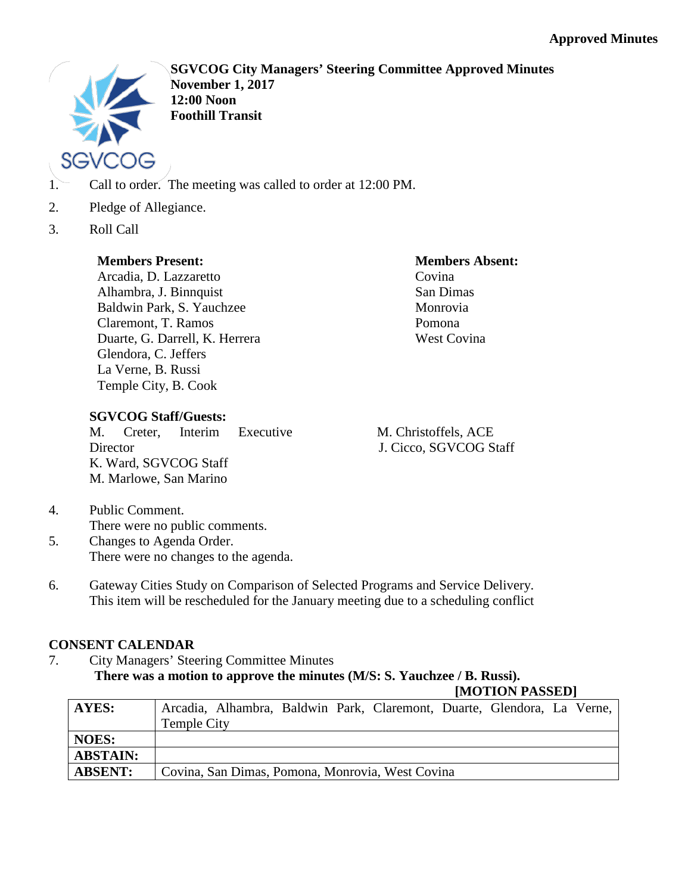**Approved Minutes**

**SGVCOG City Managers' Steering Committee Approved Minutes**
**November 1, 2017**
**12:00 Noon**
**Foothill Transit**

1. Call to order. The meeting was called to order at 12:00 PM.
2. Pledge of Allegiance.
3. Roll Call

**Members Present:**
Arcadia, D. Lazzaretto
Alhambra, J. Binnquist
Baldwin Park, S. Yauchzee
Claremont, T. Ramos
Duarte, G. Darrell, K. Herrera
Glendora, C. Jeffers
La Verne, B. Russi
Temple City, B. Cook

**Members Absent:**
Covina
San Dimas
Monrovia
Pomona
West Covina

**SGVCOG Staff/Guests:**
M. Creter, Interim Executive Director
K. Ward, SGVCOG Staff
M. Marlowe, San Marino
M. Christoffels, ACE
J. Cicco, SGVCOG Staff

4. Public Comment.
   There were no public comments.
5. Changes to Agenda Order.
   There were no changes to the agenda.

6. Gateway Cities Study on Comparison of Selected Programs and Service Delivery.
   This item will be rescheduled for the January meeting due to a scheduling conflict

**CONSENT CALENDAR**

7. City Managers' Steering Committee Minutes
   **There was a motion to approve the minutes (M/S: S. Yauchzee / B. Russi).**
   **[MOTION PASSED]**

| | |
|---|---|
| **AYES:** | Arcadia, Alhambra, Baldwin Park, Claremont, Duarte, Glendora, La Verne, Temple City |
| **NOES:** | |
| **ABSTAIN:** | |
| **ABSENT:** | Covina, San Dimas, Pomona, Monrovia, West Covina |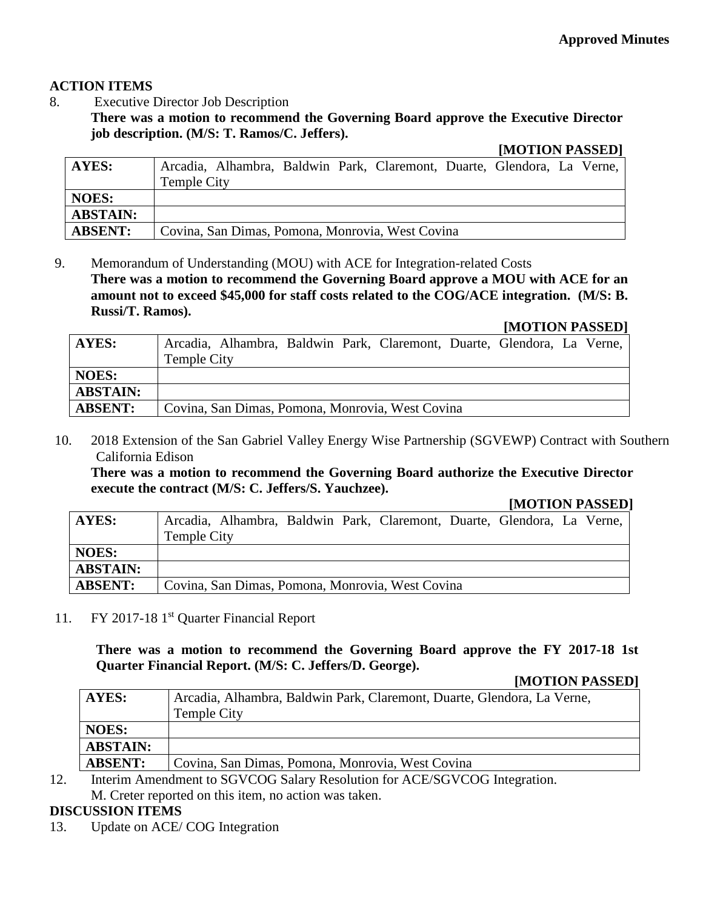**Approved Minutes**

**ACTION ITEMS**

8. Executive Director Job Description

**There was a motion to recommend the Governing Board approve the Executive Director job description. (M/S: T. Ramos/C. Jeffers).**

**[MOTION PASSED]**

| | |
|---|---|
| **AYES:** | Arcadia, Alhambra, Baldwin Park, Claremont, Duarte, Glendora, La Verne, Temple City |
| **NOES:** | |
| **ABSTAIN:** | |
| **ABSENT:** | Covina, San Dimas, Pomona, Monrovia, West Covina |

9. Memorandum of Understanding (MOU) with ACE for Integration-related Costs

**There was a motion to recommend the Governing Board approve a MOU with ACE for an amount not to exceed $45,000 for staff costs related to the COG/ACE integration. (M/S: B. Russi/T. Ramos).**

**[MOTION PASSED]**

| | |
|---|---|
| **AYES:** | Arcadia, Alhambra, Baldwin Park, Claremont, Duarte, Glendora, La Verne, Temple City |
| **NOES:** | |
| **ABSTAIN:** | |
| **ABSENT:** | Covina, San Dimas, Pomona, Monrovia, West Covina |

10. 2018 Extension of the San Gabriel Valley Energy Wise Partnership (SGVEWP) Contract with Southern California Edison

**There was a motion to recommend the Governing Board authorize the Executive Director execute the contract (M/S: C. Jeffers/S. Yauchzee).**

**[MOTION PASSED]**

| | |
|---|---|
| **AYES:** | Arcadia, Alhambra, Baldwin Park, Claremont, Duarte, Glendora, La Verne, Temple City |
| **NOES:** | |
| **ABSTAIN:** | |
| **ABSENT:** | Covina, San Dimas, Pomona, Monrovia, West Covina |

11. FY 2017-18 1st Quarter Financial Report

**There was a motion to recommend the Governing Board approve the FY 2017-18 1st Quarter Financial Report. (M/S: C. Jeffers/D. George).**

**[MOTION PASSED]**

| | |
|---|---|
| **AYES:** | Arcadia, Alhambra, Baldwin Park, Claremont, Duarte, Glendora, La Verne, Temple City |
| **NOES:** | |
| **ABSTAIN:** | |
| **ABSENT:** | Covina, San Dimas, Pomona, Monrovia, West Covina |

12. Interim Amendment to SGVCOG Salary Resolution for ACE/SGVCOG Integration.
M. Creter reported on this item, no action was taken.

**DISCUSSION ITEMS**

13. Update on ACE/ COG Integration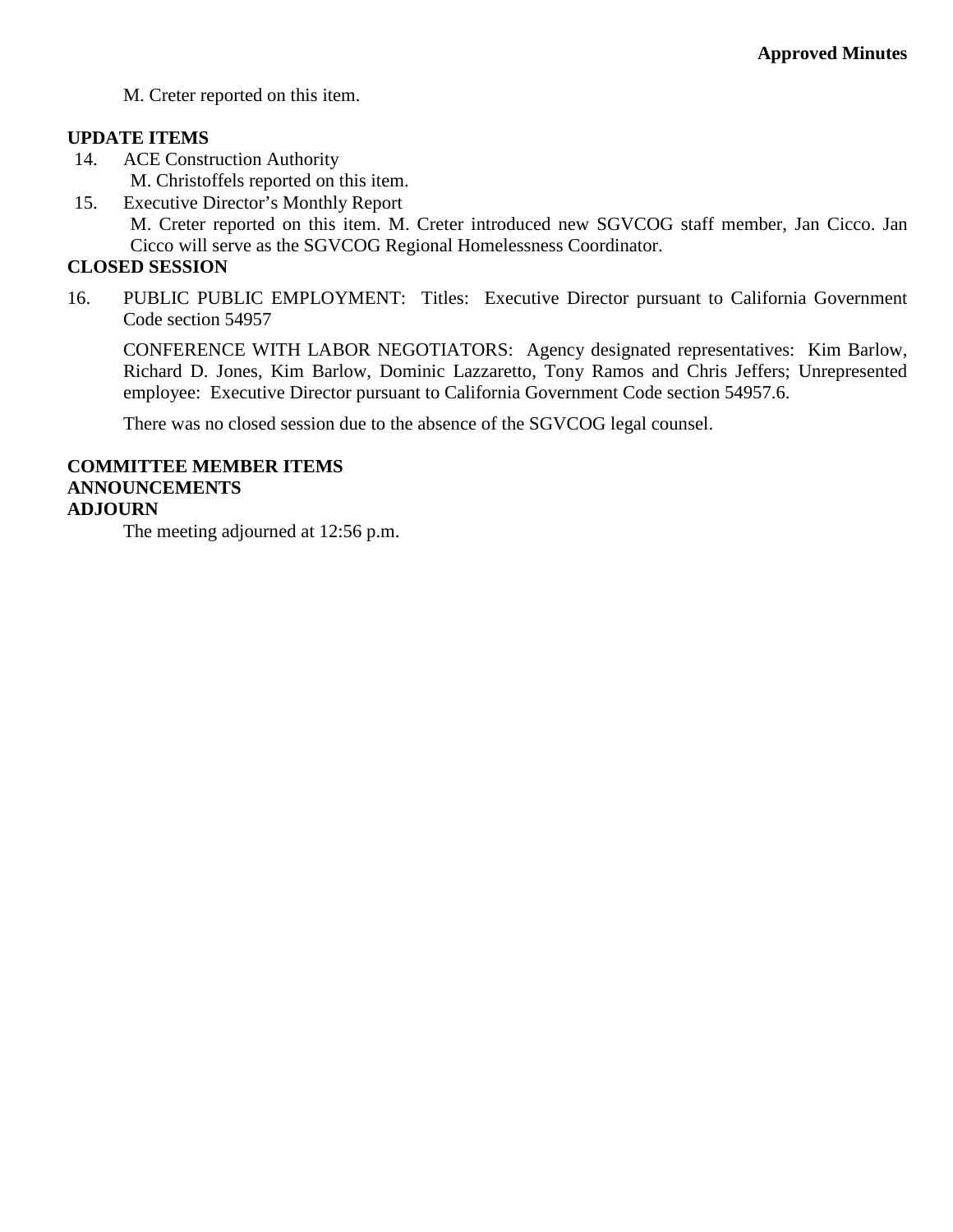M. Creter reported on this item.

**UPDATE ITEMS**

14. ACE Construction Authority
    M. Christoffels reported on this item.
15. Executive Director's Monthly Report
    M. Creter reported on this item. M. Creter introduced new SGVCOG staff member, Jan Cicco. Jan Cicco will serve as the SGVCOG Regional Homelessness Coordinator.

**CLOSED SESSION**

16. PUBLIC PUBLIC EMPLOYMENT: Titles: Executive Director pursuant to California Government Code section 54957

    CONFERENCE WITH LABOR NEGOTIATORS: Agency designated representatives: Kim Barlow, Richard D. Jones, Kim Barlow, Dominic Lazzaretto, Tony Ramos and Chris Jeffers; Unrepresented employee: Executive Director pursuant to California Government Code section 54957.6.

    There was no closed session due to the absence of the SGVCOG legal counsel.

**COMMITTEE MEMBER ITEMS**

**ANNOUNCEMENTS**

**ADJOURN**

The meeting adjourned at 12:56 p.m.